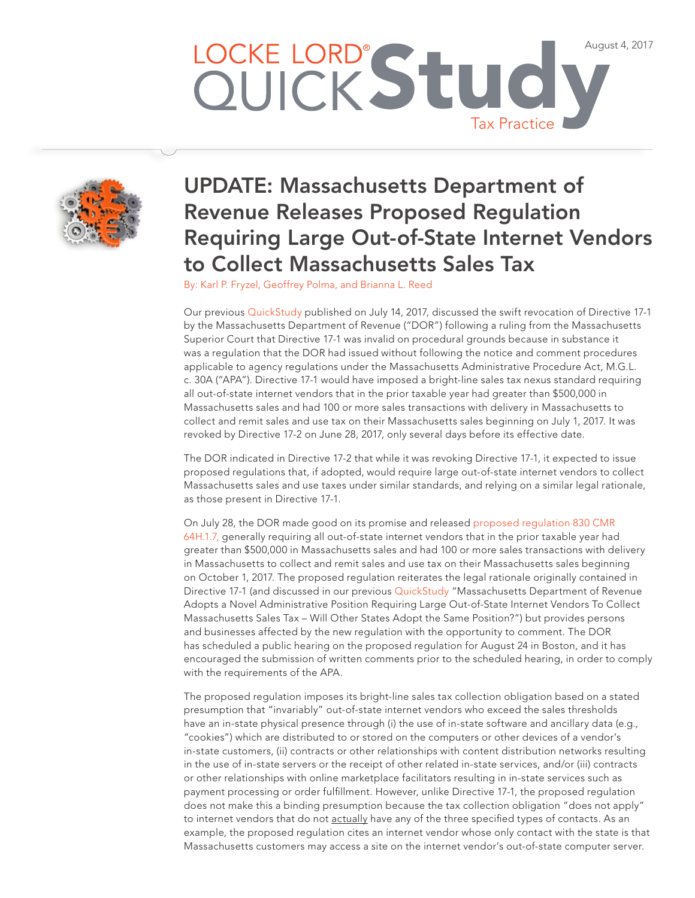August 4, 2017

LOCKE LORD® QUICKStudy

Tax Practice

# UPDATE: Massachusetts Department of Revenue Releases Proposed Regulation Requiring Large Out-of-State Internet Vendors to Collect Massachusetts Sales Tax

By: Karl P. Fryzel, Geoffrey Polma, and Brianna L. Reed

Our previous QuickStudy published on July 14, 2017, discussed the swift revocation of Directive 17-1 by the Massachusetts Department of Revenue ("DOR") following a ruling from the Massachusetts Superior Court that Directive 17-1 was invalid on procedural grounds because in substance it was a regulation that the DOR had issued without following the notice and comment procedures applicable to agency regulations under the Massachusetts Administrative Procedure Act, M.G.L. c. 30A ("APA"). Directive 17-1 would have imposed a bright-line sales tax nexus standard requiring all out-of-state internet vendors that in the prior taxable year had greater than $500,000 in Massachusetts sales and had 100 or more sales transactions with delivery in Massachusetts to collect and remit sales and use tax on their Massachusetts sales beginning on July 1, 2017. It was revoked by Directive 17-2 on June 28, 2017, only several days before its effective date.

The DOR indicated in Directive 17-2 that while it was revoking Directive 17-1, it expected to issue proposed regulations that, if adopted, would require large out-of-state internet vendors to collect Massachusetts sales and use taxes under similar standards, and relying on a similar legal rationale, as those present in Directive 17-1.

On July 28, the DOR made good on its promise and released proposed regulation 830 CMR 64H.1.7, generally requiring all out-of-state internet vendors that in the prior taxable year had greater than $500,000 in Massachusetts sales and had 100 or more sales transactions with delivery in Massachusetts to collect and remit sales and use tax on their Massachusetts sales beginning on October 1, 2017. The proposed regulation reiterates the legal rationale originally contained in Directive 17-1 (and discussed in our previous QuickStudy "Massachusetts Department of Revenue Adopts a Novel Administrative Position Requiring Large Out-of-State Internet Vendors To Collect Massachusetts Sales Tax – Will Other States Adopt the Same Position?") but provides persons and businesses affected by the new regulation with the opportunity to comment. The DOR has scheduled a public hearing on the proposed regulation for August 24 in Boston, and it has encouraged the submission of written comments prior to the scheduled hearing, in order to comply with the requirements of the APA.

The proposed regulation imposes its bright-line sales tax collection obligation based on a stated presumption that "invariably" out-of-state internet vendors who exceed the sales thresholds have an in-state physical presence through (i) the use of in-state software and ancillary data (e.g., "cookies") which are distributed to or stored on the computers or other devices of a vendor's in-state customers, (ii) contracts or other relationships with content distribution networks resulting in the use of in-state servers or the receipt of other related in-state services, and/or (iii) contracts or other relationships with online marketplace facilitators resulting in in-state services such as payment processing or order fulfillment. However, unlike Directive 17-1, the proposed regulation does not make this a binding presumption because the tax collection obligation "does not apply" to internet vendors that do not actually have any of the three specified types of contacts. As an example, the proposed regulation cites an internet vendor whose only contact with the state is that Massachusetts customers may access a site on the internet vendor's out-of-state computer server.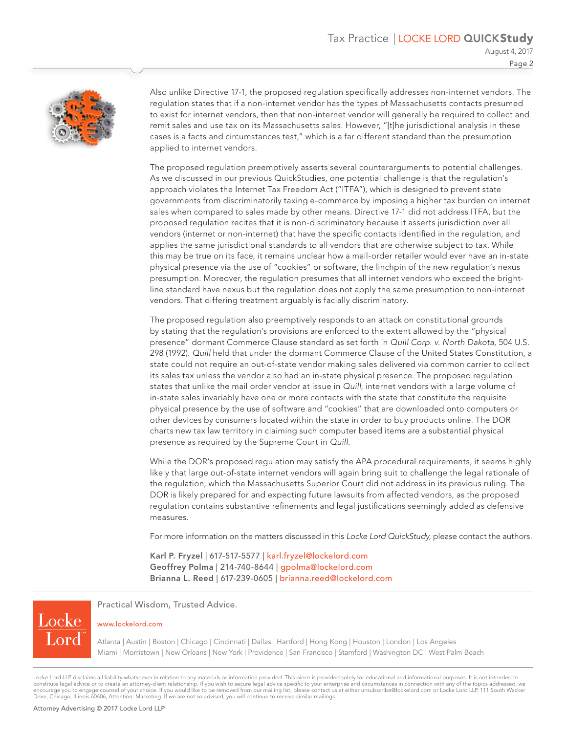Also unlike Directive 17-1, the proposed regulation specifically addresses non-internet vendors. The regulation states that if a non-internet vendor has the types of Massachusetts contacts presumed to exist for internet vendors, then that non-internet vendor will generally be required to collect and remit sales and use tax on its Massachusetts sales. However, "[t]he jurisdictional analysis in these cases is a facts and circumstances test," which is a far different standard than the presumption applied to internet vendors.

The proposed regulation preemptively asserts several counterarguments to potential challenges. As we discussed in our previous QuickStudies, one potential challenge is that the regulation's approach violates the Internet Tax Freedom Act ("ITFA"), which is designed to prevent state governments from discriminatorily taxing e-commerce by imposing a higher tax burden on internet sales when compared to sales made by other means. Directive 17-1 did not address ITFA, but the proposed regulation recites that it is non-discriminatory because it asserts jurisdiction over all vendors (internet or non-internet) that have the specific contacts identified in the regulation, and applies the same jurisdictional standards to all vendors that are otherwise subject to tax. While this may be true on its face, it remains unclear how a mail-order retailer would ever have an in-state physical presence via the use of "cookies" or software, the linchpin of the new regulation's nexus presumption. Moreover, the regulation presumes that all internet vendors who exceed the bright-line standard have nexus but the regulation does not apply the same presumption to non-internet vendors. That differing treatment arguably is facially discriminatory.

The proposed regulation also preemptively responds to an attack on constitutional grounds by stating that the regulation's provisions are enforced to the extent allowed by the "physical presence" dormant Commerce Clause standard as set forth in *Quill Corp. v. North Dakota*, 504 U.S. 298 (1992). *Quill* held that under the dormant Commerce Clause of the United States Constitution, a state could not require an out-of-state vendor making sales delivered via common carrier to collect its sales tax unless the vendor also had an in-state physical presence. The proposed regulation states that unlike the mail order vendor at issue in *Quill*, internet vendors with a large volume of in-state sales invariably have one or more contacts with the state that constitute the requisite physical presence by the use of software and "cookies" that are downloaded onto computers or other devices by consumers located within the state in order to buy products online. The DOR charts new tax law territory in claiming such computer based items are a substantial physical presence as required by the Supreme Court in *Quill*.

While the DOR's proposed regulation may satisfy the APA procedural requirements, it seems highly likely that large out-of-state internet vendors will again bring suit to challenge the legal rationale of the regulation, which the Massachusetts Superior Court did not address in its previous ruling. The DOR is likely prepared for and expecting future lawsuits from affected vendors, as the proposed regulation contains substantive refinements and legal justifications seemingly added as defensive measures.

For more information on the matters discussed in this *Locke Lord QuickStudy*, please contact the authors.

**Karl P. Fryzel** | 617-517-5577 | karl.fryzel@lockelord.com
**Geoffrey Polma** | 214-740-8644 | gpolma@lockelord.com
**Brianna L. Reed** | 617-239-0605 | brianna.reed@lockelord.com

Practical Wisdom, Trusted Advice.

www.lockelord.com

Atlanta | Austin | Boston | Chicago | Cincinnati | Dallas | Hartford | Hong Kong | Houston | London | Los Angeles
Miami | Morristown | New Orleans | New York | Providence | San Francisco | Stamford | Washington DC | West Palm Beach

Locke Lord LLP disclaims all liability whatsoever in relation to any materials or information provided. This piece is provided solely for educational and informational purposes. It is not intended to constitute legal advice or to create an attorney-client relationship. If you wish to secure legal advice specific to your enterprise and circumstances in connection with any of the topics addressed, we encourage you to engage counsel of your choice. If you would like to be removed from our mailing list, please contact us at either unsubscribe@lockelord.com or Locke Lord LLP, 111 South Wacker Drive, Chicago, Illinois 60606, Attention: Marketing. If we are not so advised, you will continue to receive similar mailings.

Attorney Advertising © 2017 Locke Lord LLP